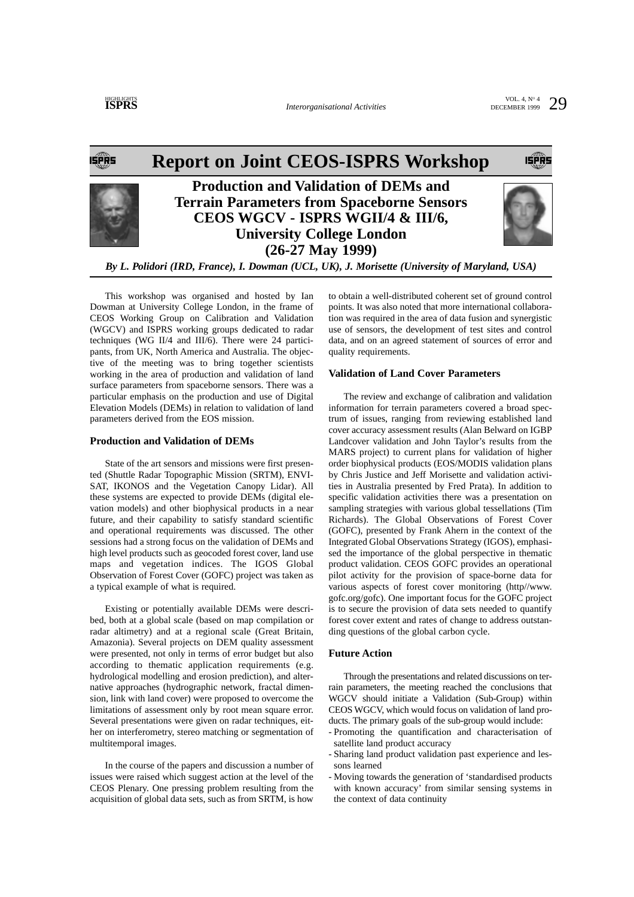# Report on Joint CEOS-ISPRS Workshop

## Production and Validation of DEMs and Terrain Parameters from Spaceborne Sensors CEOS WGCV - ISPRS WGII/4 & III/6, University College London (26-27 May 1999)

*By L. Polidori (IRD, France), I. Dowman (UCL, UK), J. Morisette (University of Maryland, USA)*

This workshop was organised and hosted by Ian Dowman at University College London, in the frame of CEOS Working Group on Calibration and Validation (WGCV) and ISPRS working groups dedicated to radar techniques (WG II/4 and III/6). There were 24 participants, from UK, North America and Australia. The objective of the meeting was to bring together scientists working in the area of production and validation of land surface parameters from spaceborne sensors. There was a particular emphasis on the production and use of Digital Elevation Models (DEMs) in relation to validation of land parameters derived from the EOS mission.

### Production and Validation of DEMs

State of the art sensors and missions were first presented (Shuttle Radar Topographic Mission (SRTM), ENVISAT, IKONOS and the Vegetation Canopy Lidar). All these systems are expected to provide DEMs (digital elevation models) and other biophysical products in a near future, and their capability to satisfy standard scientific and operational requirements was discussed. The other sessions had a strong focus on the validation of DEMs and high level products such as geocoded forest cover, land use maps and vegetation indices. The IGOS Global Observation of Forest Cover (GOFC) project was taken as a typical example of what is required.

Existing or potentially available DEMs were described, both at a global scale (based on map compilation or radar altimetry) and at a regional scale (Great Britain, Amazonia). Several projects on DEM quality assessment were presented, not only in terms of error budget but also according to thematic application requirements (e.g. hydrological modelling and erosion prediction), and alternative approaches (hydrographic network, fractal dimension, link with land cover) were proposed to overcome the limitations of assessment only by root mean square error. Several presentations were given on radar techniques, either on interferometry, stereo matching or segmentation of multitemporal images.

In the course of the papers and discussion a number of issues were raised which suggest action at the level of the CEOS Plenary. One pressing problem resulting from the acquisition of global data sets, such as from SRTM, is how to obtain a well-distributed coherent set of ground control points. It was also noted that more international collaboration was required in the area of data fusion and synergistic use of sensors, the development of test sites and control data, and on an agreed statement of sources of error and quality requirements.

### Validation of Land Cover Parameters

The review and exchange of calibration and validation information for terrain parameters covered a broad spectrum of issues, ranging from reviewing established land cover accuracy assessment results (Alan Belward on IGBP Landcover validation and John Taylor's results from the MARS project) to current plans for validation of higher order biophysical products (EOS/MODIS validation plans by Chris Justice and Jeff Morisette and validation activities in Australia presented by Fred Prata). In addition to specific validation activities there was a presentation on sampling strategies with various global tessellations (Tim Richards). The Global Observations of Forest Cover (GOFC), presented by Frank Ahern in the context of the Integrated Global Observations Strategy (IGOS), emphasised the importance of the global perspective in thematic product validation. CEOS GOFC provides an operational pilot activity for the provision of space-borne data for various aspects of forest cover monitoring (http//www.gofc.org/gofc). One important focus for the GOFC project is to secure the provision of data sets needed to quantify forest cover extent and rates of change to address outstanding questions of the global carbon cycle.

### Future Action

Through the presentations and related discussions on terrain parameters, the meeting reached the conclusions that WGCV should initiate a Validation (Sub-Group) within CEOS WGCV, which would focus on validation of land products. The primary goals of the sub-group would include:

- Promoting the quantification and characterisation of satellite land product accuracy
- Sharing land product validation past experience and lessons learned
- Moving towards the generation of 'standardised products with known accuracy' from similar sensing systems in the context of data continuity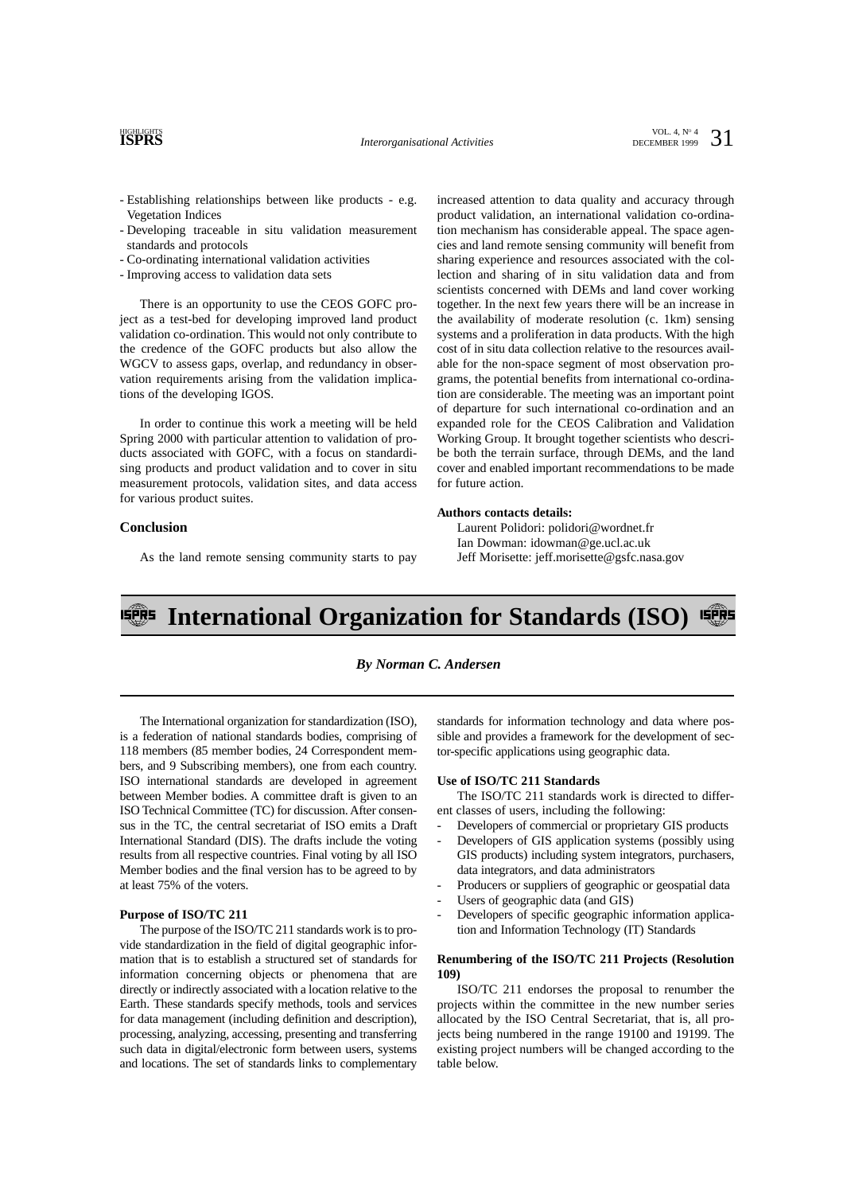- Establishing relationships between like products - e.g. Vegetation Indices
- Developing traceable in situ validation measurement standards and protocols
- Co-ordinating international validation activities
- Improving access to validation data sets

There is an opportunity to use the CEOS GOFC project as a test-bed for developing improved land product validation co-ordination. This would not only contribute to the credence of the GOFC products but also allow the WGCV to assess gaps, overlap, and redundancy in observation requirements arising from the validation implications of the developing IGOS.

In order to continue this work a meeting will be held Spring 2000 with particular attention to validation of products associated with GOFC, with a focus on standardising products and product validation and to cover in situ measurement protocols, validation sites, and data access for various product suites.

### Conclusion

As the land remote sensing community starts to pay increased attention to data quality and accuracy through product validation, an international validation co-ordination mechanism has considerable appeal. The space agencies and land remote sensing community will benefit from sharing experience and resources associated with the collection and sharing of in situ validation data and from scientists concerned with DEMs and land cover working together. In the next few years there will be an increase in the availability of moderate resolution (c. 1km) sensing systems and a proliferation in data products. With the high cost of in situ data collection relative to the resources available for the non-space segment of most observation programs, the potential benefits from international co-ordination are considerable. The meeting was an important point of departure for such international co-ordination and an expanded role for the CEOS Calibration and Validation Working Group. It brought together scientists who describe both the terrain surface, through DEMs, and the land cover and enabled important recommendations to be made for future action.

**Authors contacts details:**

Laurent Polidori: polidori@wordnet.fr
Ian Dowman: idowman@ge.ucl.ac.uk
Jeff Morisette: jeff.morisette@gsfc.nasa.gov

# International Organization for Standards (ISO)

***By Norman C. Andersen***

The International organization for standardization (ISO), is a federation of national standards bodies, comprising of 118 members (85 member bodies, 24 Correspondent members, and 9 Subscribing members), one from each country. ISO international standards are developed in agreement between Member bodies. A committee draft is given to an ISO Technical Committee (TC) for discussion. After consensus in the TC, the central secretariat of ISO emits a Draft International Standard (DIS). The drafts include the voting results from all respective countries. Final voting by all ISO Member bodies and the final version has to be agreed to by at least 75% of the voters.

### Purpose of ISO/TC 211

The purpose of the ISO/TC 211 standards work is to provide standardization in the field of digital geographic information that is to establish a structured set of standards for information concerning objects or phenomena that are directly or indirectly associated with a location relative to the Earth. These standards specify methods, tools and services for data management (including definition and description), processing, analyzing, accessing, presenting and transferring such data in digital/electronic form between users, systems and locations. The set of standards links to complementary standards for information technology and data where possible and provides a framework for the development of sector-specific applications using geographic data.

### Use of ISO/TC 211 Standards

The ISO/TC 211 standards work is directed to different classes of users, including the following:

- Developers of commercial or proprietary GIS products
- Developers of GIS application systems (possibly using GIS products) including system integrators, purchasers, data integrators, and data administrators
- Producers or suppliers of geographic or geospatial data
- Users of geographic data (and GIS)
- Developers of specific geographic information application and Information Technology (IT) Standards

### Renumbering of the ISO/TC 211 Projects (Resolution 109)

ISO/TC 211 endorses the proposal to renumber the projects within the committee in the new number series allocated by the ISO Central Secretariat, that is, all projects being numbered in the range 19100 and 19199. The existing project numbers will be changed according to the table below.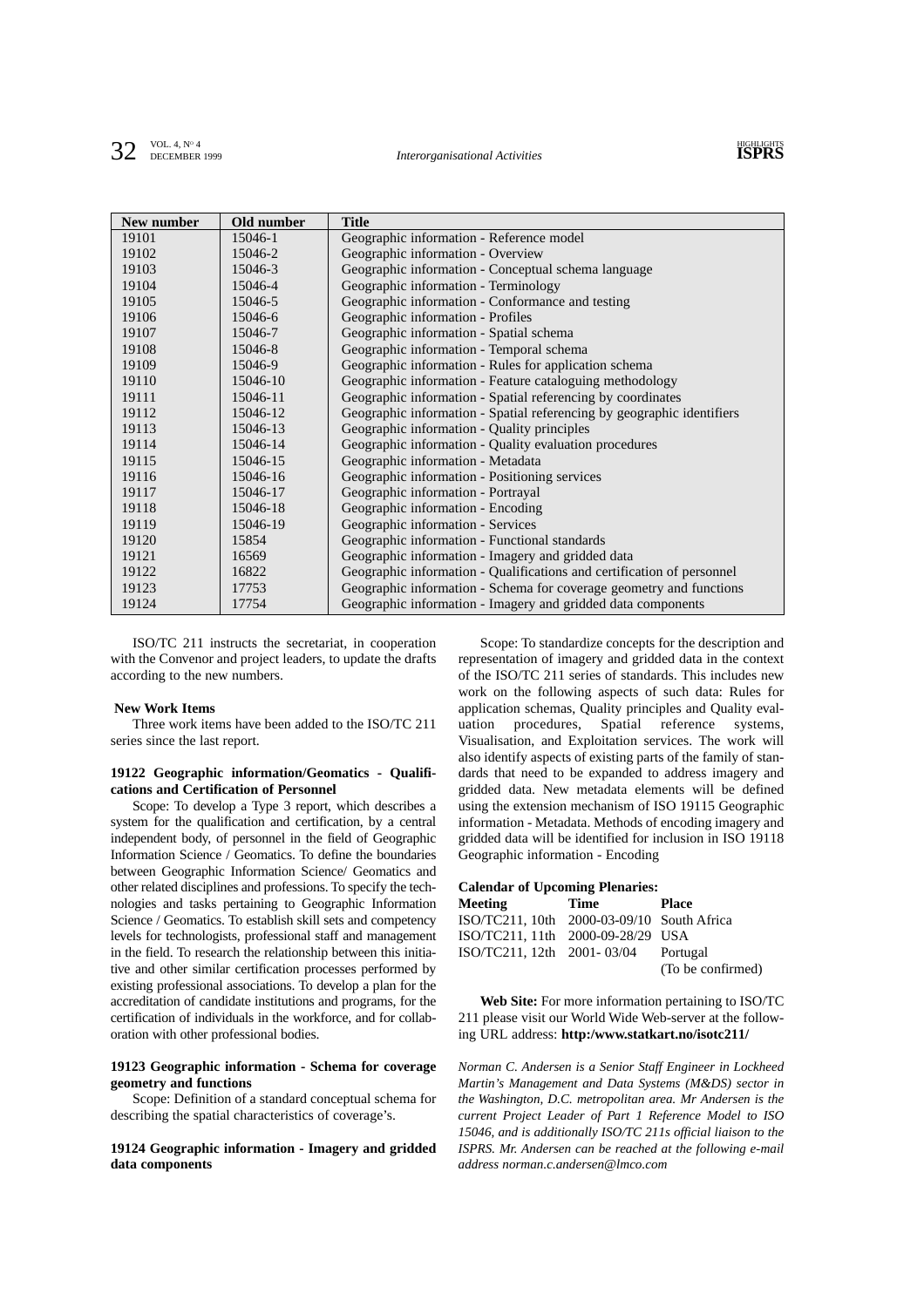| New number | Old number | Title |
|---|---|---|
| 19101 | 15046-1 | Geographic information - Reference model |
| 19102 | 15046-2 | Geographic information - Overview |
| 19103 | 15046-3 | Geographic information - Conceptual schema language |
| 19104 | 15046-4 | Geographic information - Terminology |
| 19105 | 15046-5 | Geographic information - Conformance and testing |
| 19106 | 15046-6 | Geographic information - Profiles |
| 19107 | 15046-7 | Geographic information - Spatial schema |
| 19108 | 15046-8 | Geographic information - Temporal schema |
| 19109 | 15046-9 | Geographic information - Rules for application schema |
| 19110 | 15046-10 | Geographic information - Feature cataloguing methodology |
| 19111 | 15046-11 | Geographic information - Spatial referencing by coordinates |
| 19112 | 15046-12 | Geographic information - Spatial referencing by geographic identifiers |
| 19113 | 15046-13 | Geographic information - Quality principles |
| 19114 | 15046-14 | Geographic information - Quality evaluation procedures |
| 19115 | 15046-15 | Geographic information - Metadata |
| 19116 | 15046-16 | Geographic information - Positioning services |
| 19117 | 15046-17 | Geographic information - Portrayal |
| 19118 | 15046-18 | Geographic information - Encoding |
| 19119 | 15046-19 | Geographic information - Services |
| 19120 | 15854 | Geographic information - Functional standards |
| 19121 | 16569 | Geographic information - Imagery and gridded data |
| 19122 | 16822 | Geographic information - Qualifications and certification of personnel |
| 19123 | 17753 | Geographic information - Schema for coverage geometry and functions |
| 19124 | 17754 | Geographic information - Imagery and gridded data components |

ISO/TC 211 instructs the secretariat, in cooperation with the Convenor and project leaders, to update the drafts according to the new numbers.

**New Work Items**

Three work items have been added to the ISO/TC 211 series since the last report.

**19122 Geographic information/Geomatics - Qualifications and Certification of Personnel**

Scope: To develop a Type 3 report, which describes a system for the qualification and certification, by a central independent body, of personnel in the field of Geographic Information Science / Geomatics. To define the boundaries between Geographic Information Science/ Geomatics and other related disciplines and professions. To specify the technologies and tasks pertaining to Geographic Information Science / Geomatics. To establish skill sets and competency levels for technologists, professional staff and management in the field. To research the relationship between this initiative and other similar certification processes performed by existing professional associations. To develop a plan for the accreditation of candidate institutions and programs, for the certification of individuals in the workforce, and for collaboration with other professional bodies.

**19123 Geographic information - Schema for coverage geometry and functions**

Scope: Definition of a standard conceptual schema for describing the spatial characteristics of coverage's.

**19124 Geographic information - Imagery and gridded data components**

Scope: To standardize concepts for the description and representation of imagery and gridded data in the context of the ISO/TC 211 series of standards. This includes new work on the following aspects of such data: Rules for application schemas, Quality principles and Quality evaluation procedures, Spatial reference systems, Visualisation, and Exploitation services. The work will also identify aspects of existing parts of the family of standards that need to be expanded to address imagery and gridded data. New metadata elements will be defined using the extension mechanism of ISO 19115 Geographic information - Metadata. Methods of encoding imagery and gridded data will be identified for inclusion in ISO 19118 Geographic information - Encoding

**Calendar of Upcoming Plenaries:**

| Meeting | Time | Place |
|---|---|---|
| ISO/TC211, 10th | 2000-03-09/10 | South Africa |
| ISO/TC211, 11th | 2000-09-28/29 | USA |
| ISO/TC211, 12th | 2001- 03/04 | Portugal (To be confirmed) |

**Web Site:** For more information pertaining to ISO/TC 211 please visit our World Wide Web-server at the following URL address: **http:/www.statkart.no/isotc211/**

*Norman C. Andersen is a Senior Staff Engineer in Lockheed Martin's Management and Data Systems (M&DS) sector in the Washington, D.C. metropolitan area. Mr Andersen is the current Project Leader of Part 1 Reference Model to ISO 15046, and is additionally ISO/TC 211s official liaison to the ISPRS. Mr. Andersen can be reached at the following e-mail address norman.c.andersen@lmco.com*